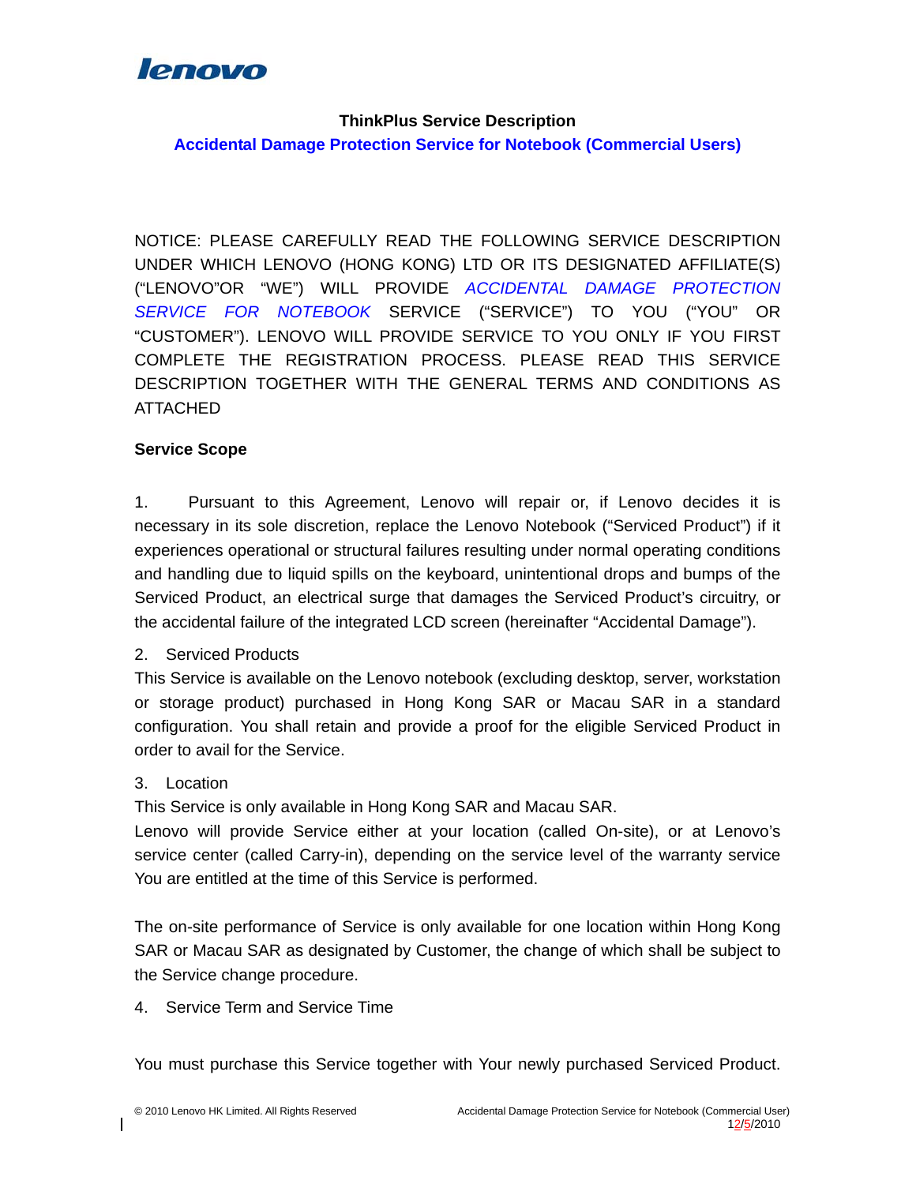lenovo

**ThinkPlus Service Description**

**Accidental Damage Protection Service for Notebook (Commercial Users)**

NOTICE: PLEASE CAREFULLY READ THE FOLLOWING SERVICE DESCRIPTION UNDER WHICH LENOVO (HONG KONG) LTD OR ITS DESIGNATED AFFILIATE(S) ("LENOVO"OR "WE") WILL PROVIDE *ACCIDENTAL DAMAGE PROTECTION SERVICE FOR NOTEBOOK* SERVICE ("SERVICE") TO YOU ("YOU" OR "CUSTOMER"). LENOVO WILL PROVIDE SERVICE TO YOU ONLY IF YOU FIRST COMPLETE THE REGISTRATION PROCESS. PLEASE READ THIS SERVICE DESCRIPTION TOGETHER WITH THE GENERAL TERMS AND CONDITIONS AS ATTACHED

**Service Scope**

1. Pursuant to this Agreement, Lenovo will repair or, if Lenovo decides it is necessary in its sole discretion, replace the Lenovo Notebook ("Serviced Product") if it experiences operational or structural failures resulting under normal operating conditions and handling due to liquid spills on the keyboard, unintentional drops and bumps of the Serviced Product, an electrical surge that damages the Serviced Product's circuitry, or the accidental failure of the integrated LCD screen (hereinafter "Accidental Damage").

2. Serviced Products

This Service is available on the Lenovo notebook (excluding desktop, server, workstation or storage product) purchased in Hong Kong SAR or Macau SAR in a standard configuration. You shall retain and provide a proof for the eligible Serviced Product in order to avail for the Service.

3. Location

This Service is only available in Hong Kong SAR and Macau SAR.

Lenovo will provide Service either at your location (called On-site), or at Lenovo's service center (called Carry-in), depending on the service level of the warranty service You are entitled at the time of this Service is performed.

The on-site performance of Service is only available for one location within Hong Kong SAR or Macau SAR as designated by Customer, the change of which shall be subject to the Service change procedure.

4. Service Term and Service Time

You must purchase this Service together with Your newly purchased Serviced Product.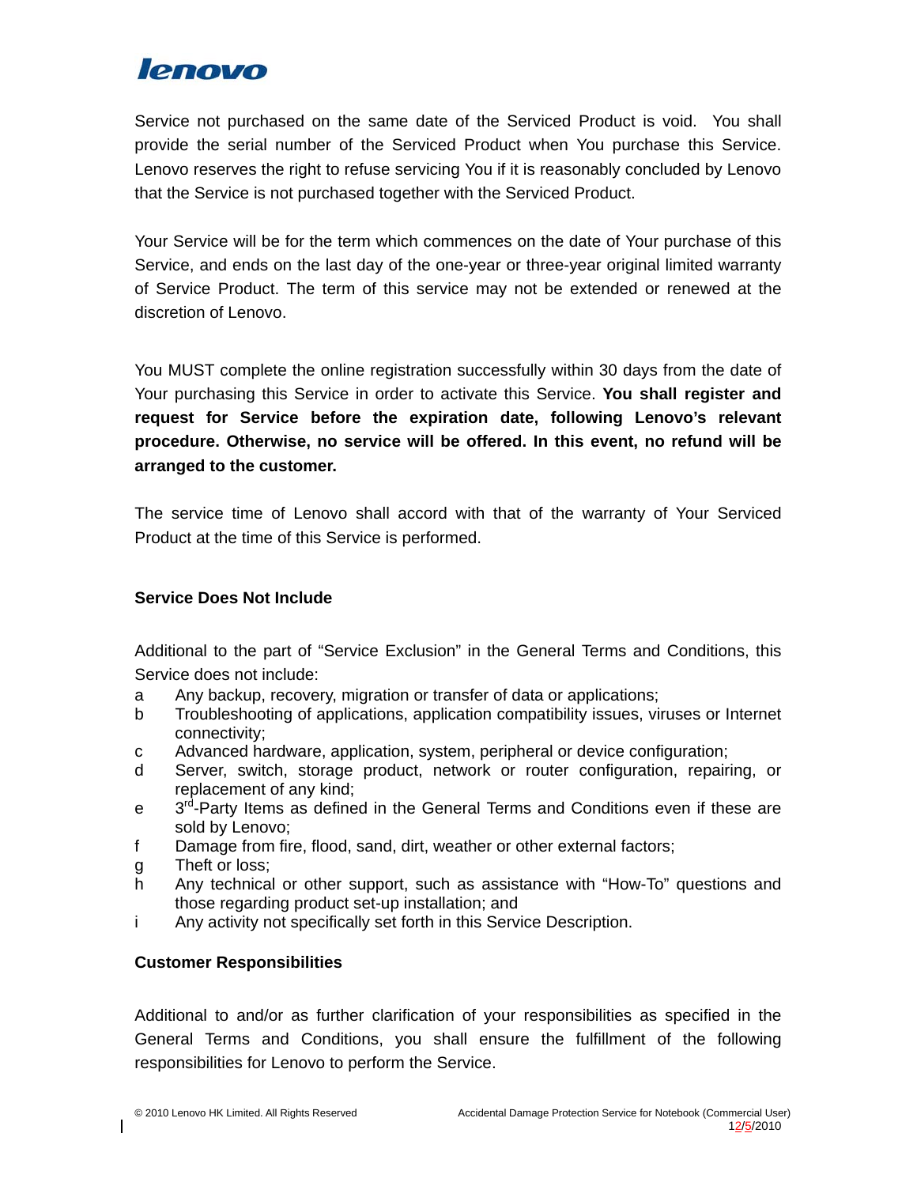Service not purchased on the same date of the Serviced Product is void. You shall provide the serial number of the Serviced Product when You purchase this Service. Lenovo reserves the right to refuse servicing You if it is reasonably concluded by Lenovo that the Service is not purchased together with the Serviced Product.

Your Service will be for the term which commences on the date of Your purchase of this Service, and ends on the last day of the one-year or three-year original limited warranty of Service Product. The term of this service may not be extended or renewed at the discretion of Lenovo.

You MUST complete the online registration successfully within 30 days from the date of Your purchasing this Service in order to activate this Service. **You shall register and request for Service before the expiration date, following Lenovo's relevant procedure. Otherwise, no service will be offered. In this event, no refund will be arranged to the customer.**

The service time of Lenovo shall accord with that of the warranty of Your Serviced Product at the time of this Service is performed.

**Service Does Not Include**

Additional to the part of "Service Exclusion" in the General Terms and Conditions, this Service does not include:

a Any backup, recovery, migration or transfer of data or applications;
b Troubleshooting of applications, application compatibility issues, viruses or Internet connectivity;
c Advanced hardware, application, system, peripheral or device configuration;
d Server, switch, storage product, network or router configuration, repairing, or replacement of any kind;
e 3rd-Party Items as defined in the General Terms and Conditions even if these are sold by Lenovo;
f Damage from fire, flood, sand, dirt, weather or other external factors;
g Theft or loss;
h Any technical or other support, such as assistance with "How-To" questions and those regarding product set-up installation; and
i Any activity not specifically set forth in this Service Description.

**Customer Responsibilities**

Additional to and/or as further clarification of your responsibilities as specified in the General Terms and Conditions, you shall ensure the fulfillment of the following responsibilities for Lenovo to perform the Service.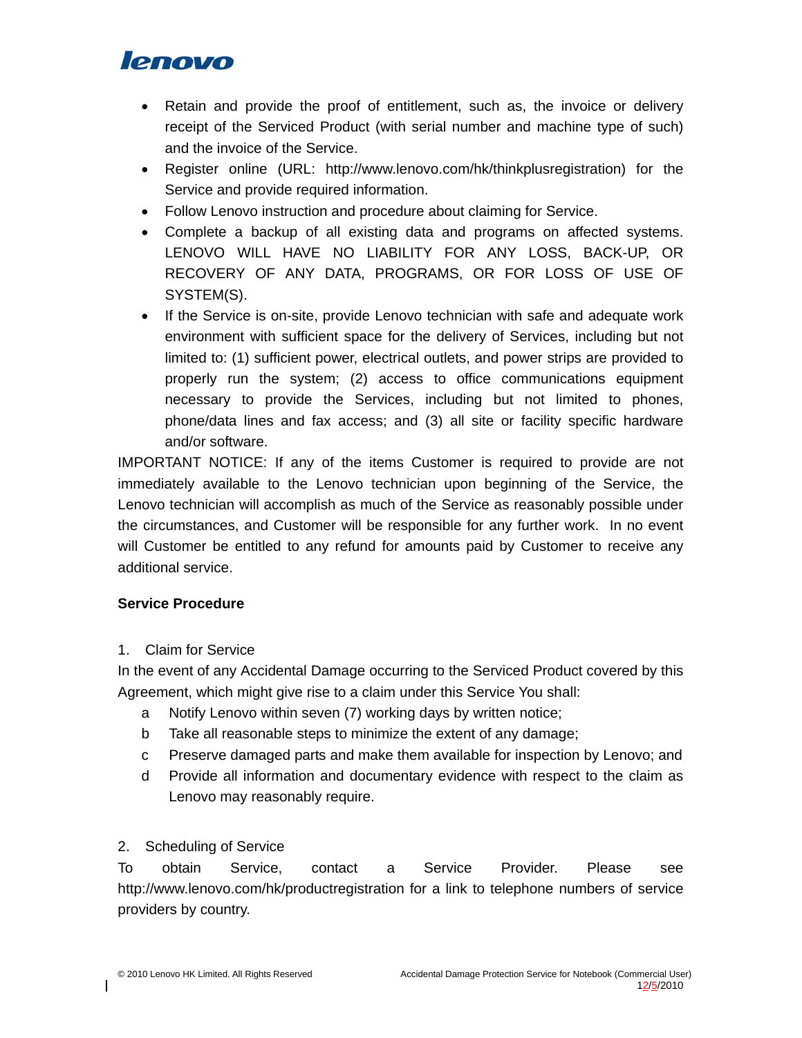- Retain and provide the proof of entitlement, such as, the invoice or delivery receipt of the Serviced Product (with serial number and machine type of such) and the invoice of the Service.
- Register online (URL: http://www.lenovo.com/hk/thinkplusregistration) for the Service and provide required information.
- Follow Lenovo instruction and procedure about claiming for Service.
- Complete a backup of all existing data and programs on affected systems. LENOVO WILL HAVE NO LIABILITY FOR ANY LOSS, BACK-UP, OR RECOVERY OF ANY DATA, PROGRAMS, OR FOR LOSS OF USE OF SYSTEM(S).
- If the Service is on-site, provide Lenovo technician with safe and adequate work environment with sufficient space for the delivery of Services, including but not limited to: (1) sufficient power, electrical outlets, and power strips are provided to properly run the system; (2) access to office communications equipment necessary to provide the Services, including but not limited to phones, phone/data lines and fax access; and (3) all site or facility specific hardware and/or software.

IMPORTANT NOTICE: If any of the items Customer is required to provide are not immediately available to the Lenovo technician upon beginning of the Service, the Lenovo technician will accomplish as much of the Service as reasonably possible under the circumstances, and Customer will be responsible for any further work. In no event will Customer be entitled to any refund for amounts paid by Customer to receive any additional service.

**Service Procedure**

1. Claim for Service

In the event of any Accidental Damage occurring to the Serviced Product covered by this Agreement, which might give rise to a claim under this Service You shall:

a Notify Lenovo within seven (7) working days by written notice;

b Take all reasonable steps to minimize the extent of any damage;

c Preserve damaged parts and make them available for inspection by Lenovo; and

d Provide all information and documentary evidence with respect to the claim as Lenovo may reasonably require.

2. Scheduling of Service

To obtain Service, contact a Service Provider. Please see http://www.lenovo.com/hk/productregistration for a link to telephone numbers of service providers by country.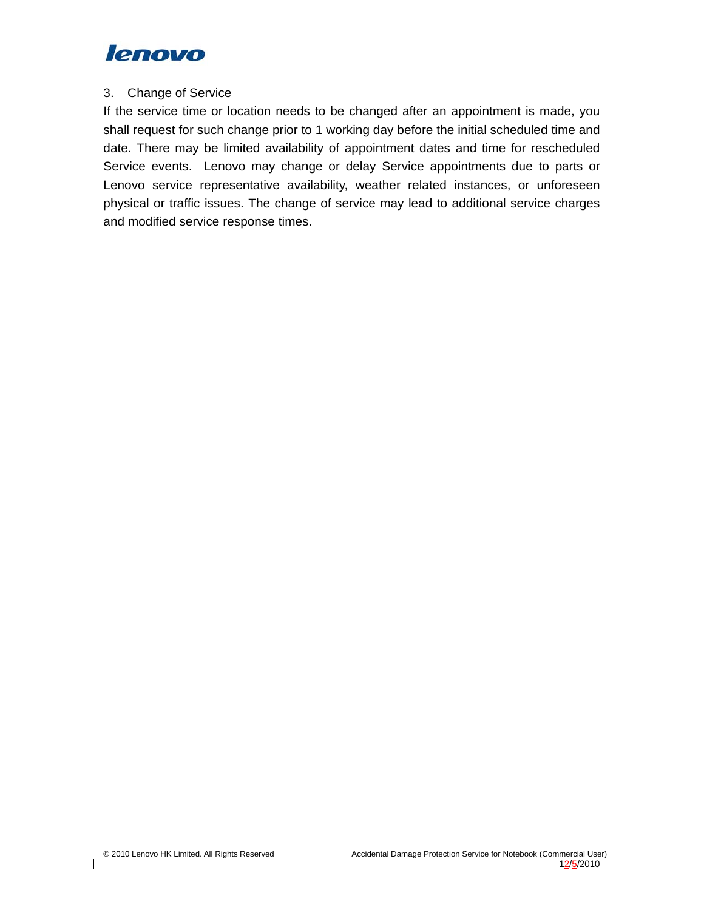### 3. Change of Service

If the service time or location needs to be changed after an appointment is made, you shall request for such change prior to 1 working day before the initial scheduled time and date. There may be limited availability of appointment dates and time for rescheduled Service events. Lenovo may change or delay Service appointments due to parts or Lenovo service representative availability, weather related instances, or unforeseen physical or traffic issues. The change of service may lead to additional service charges and modified service response times.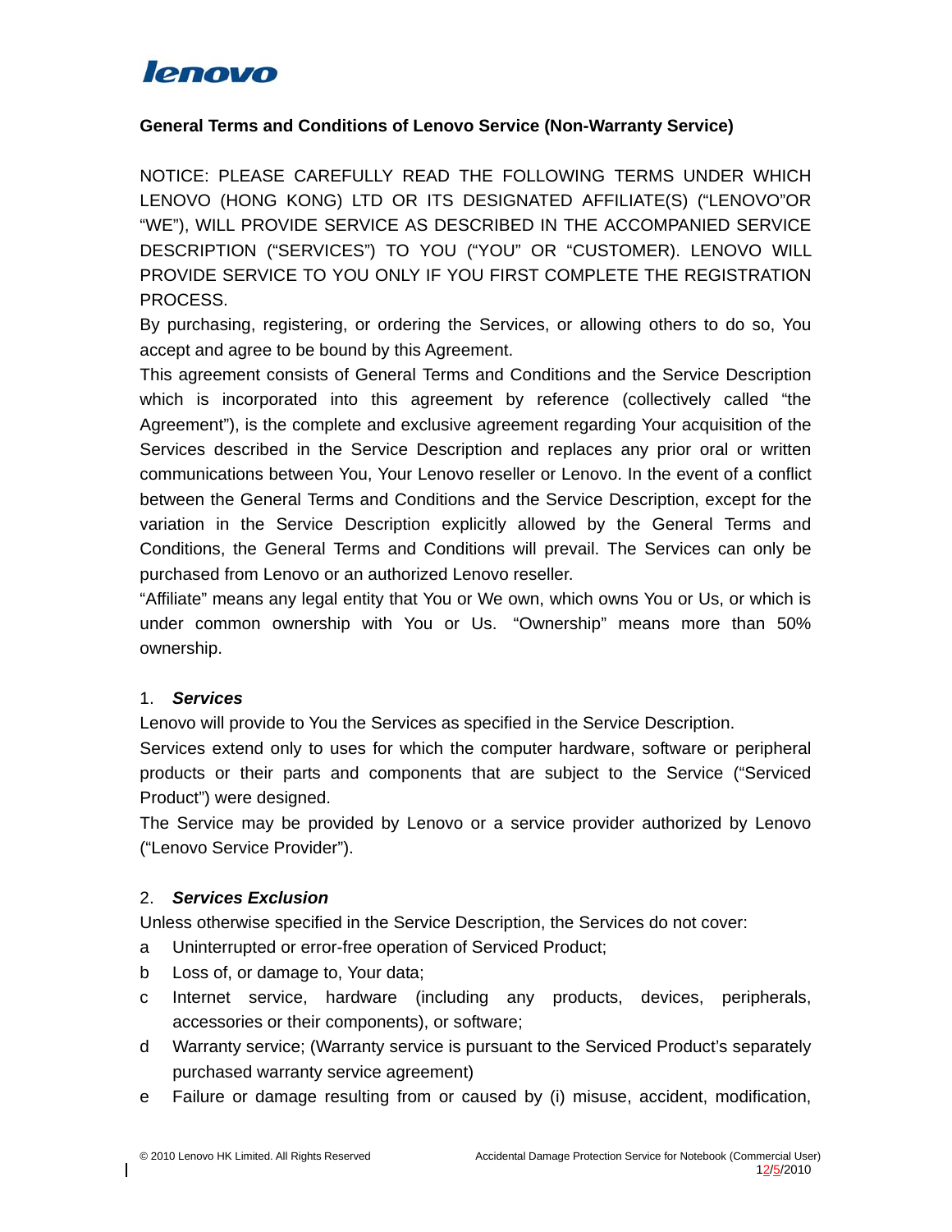**General Terms and Conditions of Lenovo Service (Non-Warranty Service)**

NOTICE: PLEASE CAREFULLY READ THE FOLLOWING TERMS UNDER WHICH LENOVO (HONG KONG) LTD OR ITS DESIGNATED AFFILIATE(S) ("LENOVO"OR "WE"), WILL PROVIDE SERVICE AS DESCRIBED IN THE ACCOMPANIED SERVICE DESCRIPTION ("SERVICES") TO YOU ("YOU" OR "CUSTOMER). LENOVO WILL PROVIDE SERVICE TO YOU ONLY IF YOU FIRST COMPLETE THE REGISTRATION PROCESS.

By purchasing, registering, or ordering the Services, or allowing others to do so, You accept and agree to be bound by this Agreement.

This agreement consists of General Terms and Conditions and the Service Description which is incorporated into this agreement by reference (collectively called "the Agreement"), is the complete and exclusive agreement regarding Your acquisition of the Services described in the Service Description and replaces any prior oral or written communications between You, Your Lenovo reseller or Lenovo. In the event of a conflict between the General Terms and Conditions and the Service Description, except for the variation in the Service Description explicitly allowed by the General Terms and Conditions, the General Terms and Conditions will prevail. The Services can only be purchased from Lenovo or an authorized Lenovo reseller.

"Affiliate" means any legal entity that You or We own, which owns You or Us, or which is under common ownership with You or Us. "Ownership" means more than 50% ownership.

1. ***Services***

Lenovo will provide to You the Services as specified in the Service Description.

Services extend only to uses for which the computer hardware, software or peripheral products or their parts and components that are subject to the Service ("Serviced Product") were designed.

The Service may be provided by Lenovo or a service provider authorized by Lenovo ("Lenovo Service Provider").

2. ***Services Exclusion***

Unless otherwise specified in the Service Description, the Services do not cover:

a Uninterrupted or error-free operation of Serviced Product;

b Loss of, or damage to, Your data;

c Internet service, hardware (including any products, devices, peripherals, accessories or their components), or software;

d Warranty service; (Warranty service is pursuant to the Serviced Product's separately purchased warranty service agreement)

e Failure or damage resulting from or caused by (i) misuse, accident, modification,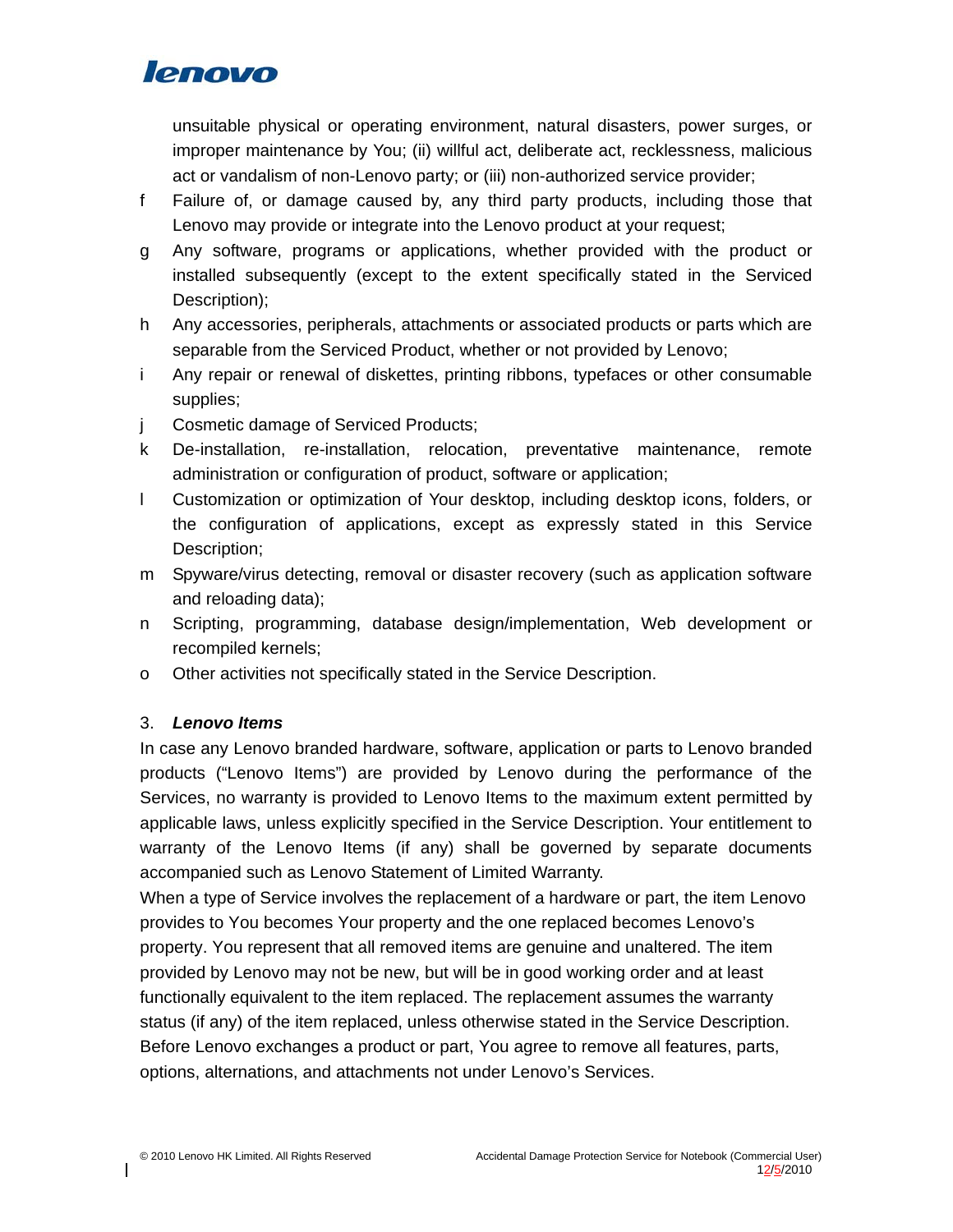unsuitable physical or operating environment, natural disasters, power surges, or improper maintenance by You; (ii) willful act, deliberate act, recklessness, malicious act or vandalism of non-Lenovo party; or (iii) non-authorized service provider;

f Failure of, or damage caused by, any third party products, including those that Lenovo may provide or integrate into the Lenovo product at your request;

g Any software, programs or applications, whether provided with the product or installed subsequently (except to the extent specifically stated in the Serviced Description);

h Any accessories, peripherals, attachments or associated products or parts which are separable from the Serviced Product, whether or not provided by Lenovo;

i Any repair or renewal of diskettes, printing ribbons, typefaces or other consumable supplies;

j Cosmetic damage of Serviced Products;

k De-installation, re-installation, relocation, preventative maintenance, remote administration or configuration of product, software or application;

l Customization or optimization of Your desktop, including desktop icons, folders, or the configuration of applications, except as expressly stated in this Service Description;

m Spyware/virus detecting, removal or disaster recovery (such as application software and reloading data);

n Scripting, programming, database design/implementation, Web development or recompiled kernels;

o Other activities not specifically stated in the Service Description.

3. ***Lenovo Items***

In case any Lenovo branded hardware, software, application or parts to Lenovo branded products ("Lenovo Items") are provided by Lenovo during the performance of the Services, no warranty is provided to Lenovo Items to the maximum extent permitted by applicable laws, unless explicitly specified in the Service Description. Your entitlement to warranty of the Lenovo Items (if any) shall be governed by separate documents accompanied such as Lenovo Statement of Limited Warranty.

When a type of Service involves the replacement of a hardware or part, the item Lenovo provides to You becomes Your property and the one replaced becomes Lenovo's property. You represent that all removed items are genuine and unaltered. The item provided by Lenovo may not be new, but will be in good working order and at least functionally equivalent to the item replaced. The replacement assumes the warranty status (if any) of the item replaced, unless otherwise stated in the Service Description. Before Lenovo exchanges a product or part, You agree to remove all features, parts, options, alternations, and attachments not under Lenovo's Services.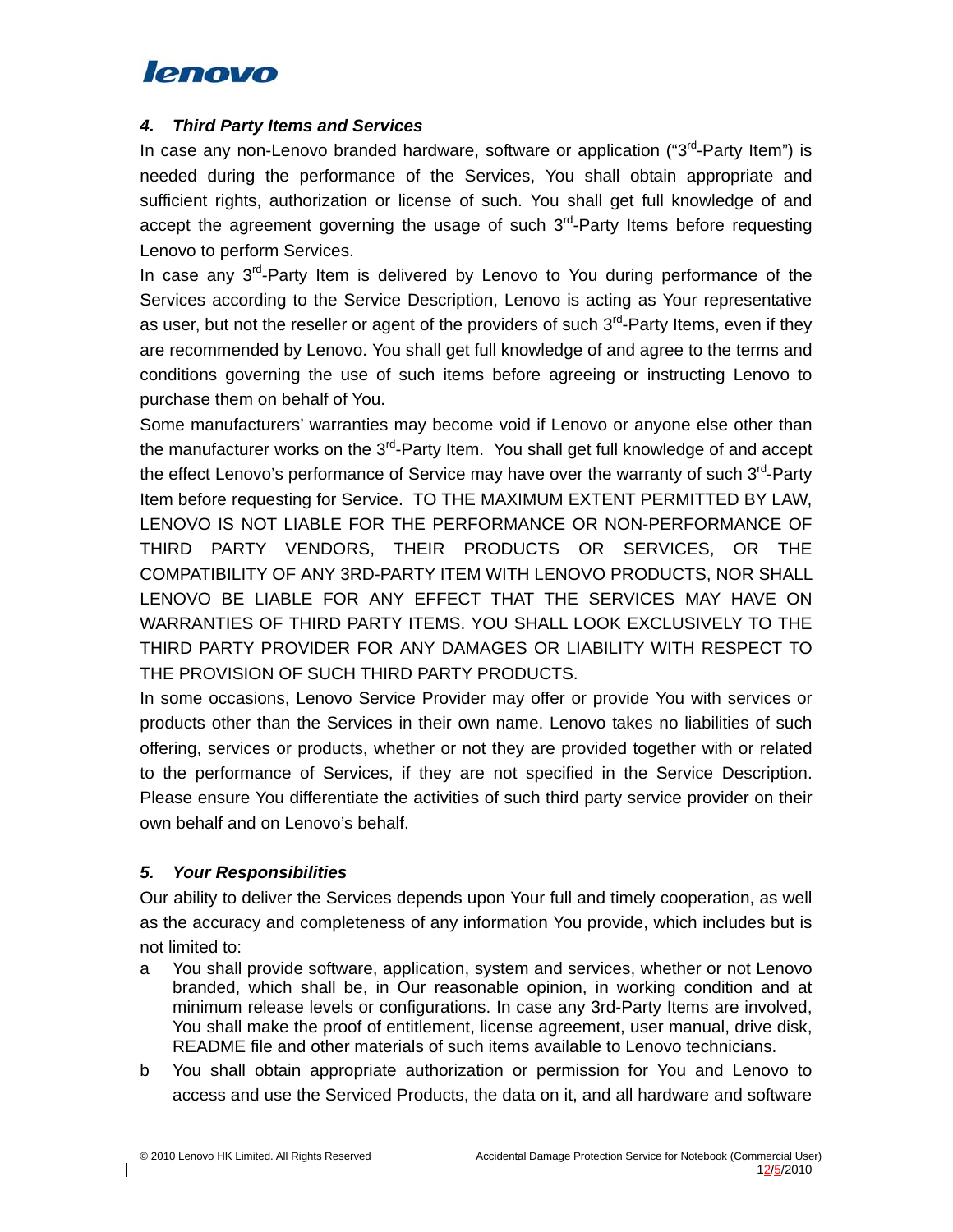### *4. Third Party Items and Services*

In case any non-Lenovo branded hardware, software or application ("3rd-Party Item") is needed during the performance of the Services, You shall obtain appropriate and sufficient rights, authorization or license of such. You shall get full knowledge of and accept the agreement governing the usage of such 3rd-Party Items before requesting Lenovo to perform Services.

In case any 3rd-Party Item is delivered by Lenovo to You during performance of the Services according to the Service Description, Lenovo is acting as Your representative as user, but not the reseller or agent of the providers of such 3rd-Party Items, even if they are recommended by Lenovo. You shall get full knowledge of and agree to the terms and conditions governing the use of such items before agreeing or instructing Lenovo to purchase them on behalf of You.

Some manufacturers' warranties may become void if Lenovo or anyone else other than the manufacturer works on the 3rd-Party Item. You shall get full knowledge of and accept the effect Lenovo's performance of Service may have over the warranty of such 3rd-Party Item before requesting for Service. TO THE MAXIMUM EXTENT PERMITTED BY LAW, LENOVO IS NOT LIABLE FOR THE PERFORMANCE OR NON-PERFORMANCE OF THIRD PARTY VENDORS, THEIR PRODUCTS OR SERVICES, OR THE COMPATIBILITY OF ANY 3RD-PARTY ITEM WITH LENOVO PRODUCTS, NOR SHALL LENOVO BE LIABLE FOR ANY EFFECT THAT THE SERVICES MAY HAVE ON WARRANTIES OF THIRD PARTY ITEMS. YOU SHALL LOOK EXCLUSIVELY TO THE THIRD PARTY PROVIDER FOR ANY DAMAGES OR LIABILITY WITH RESPECT TO THE PROVISION OF SUCH THIRD PARTY PRODUCTS.

In some occasions, Lenovo Service Provider may offer or provide You with services or products other than the Services in their own name. Lenovo takes no liabilities of such offering, services or products, whether or not they are provided together with or related to the performance of Services, if they are not specified in the Service Description. Please ensure You differentiate the activities of such third party service provider on their own behalf and on Lenovo's behalf.

### *5. Your Responsibilities*

Our ability to deliver the Services depends upon Your full and timely cooperation, as well as the accuracy and completeness of any information You provide, which includes but is not limited to:

a You shall provide software, application, system and services, whether or not Lenovo branded, which shall be, in Our reasonable opinion, in working condition and at minimum release levels or configurations. In case any 3rd-Party Items are involved, You shall make the proof of entitlement, license agreement, user manual, drive disk, README file and other materials of such items available to Lenovo technicians.

b You shall obtain appropriate authorization or permission for You and Lenovo to access and use the Serviced Products, the data on it, and all hardware and software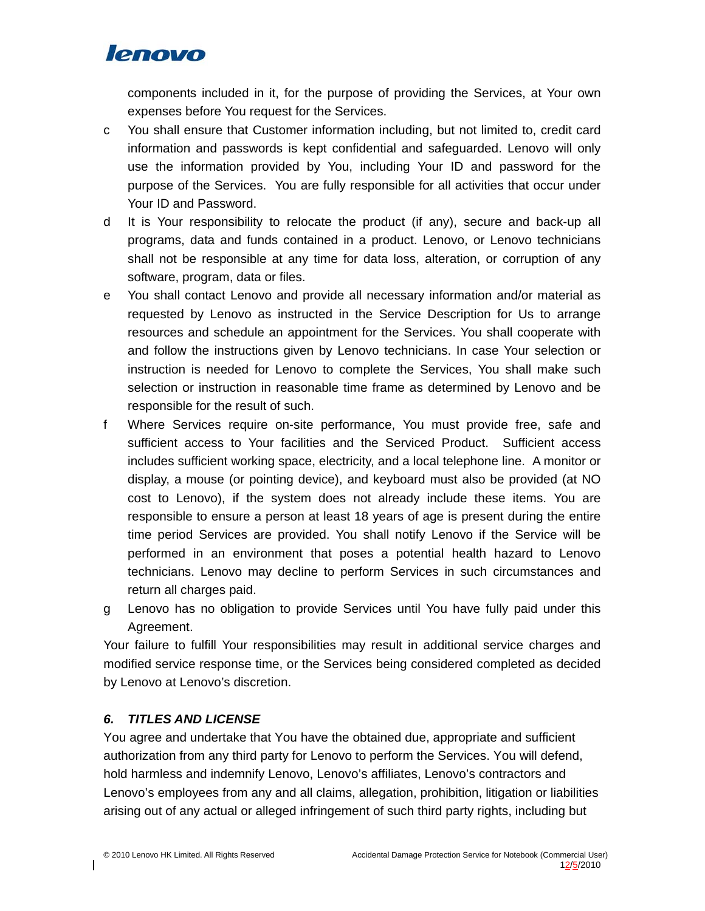components included in it, for the purpose of providing the Services, at Your own expenses before You request for the Services.

c You shall ensure that Customer information including, but not limited to, credit card information and passwords is kept confidential and safeguarded. Lenovo will only use the information provided by You, including Your ID and password for the purpose of the Services. You are fully responsible for all activities that occur under Your ID and Password.

d It is Your responsibility to relocate the product (if any), secure and back-up all programs, data and funds contained in a product. Lenovo, or Lenovo technicians shall not be responsible at any time for data loss, alteration, or corruption of any software, program, data or files.

e You shall contact Lenovo and provide all necessary information and/or material as requested by Lenovo as instructed in the Service Description for Us to arrange resources and schedule an appointment for the Services. You shall cooperate with and follow the instructions given by Lenovo technicians. In case Your selection or instruction is needed for Lenovo to complete the Services, You shall make such selection or instruction in reasonable time frame as determined by Lenovo and be responsible for the result of such.

f Where Services require on-site performance, You must provide free, safe and sufficient access to Your facilities and the Serviced Product. Sufficient access includes sufficient working space, electricity, and a local telephone line. A monitor or display, a mouse (or pointing device), and keyboard must also be provided (at NO cost to Lenovo), if the system does not already include these items. You are responsible to ensure a person at least 18 years of age is present during the entire time period Services are provided. You shall notify Lenovo if the Service will be performed in an environment that poses a potential health hazard to Lenovo technicians. Lenovo may decline to perform Services in such circumstances and return all charges paid.

g Lenovo has no obligation to provide Services until You have fully paid under this Agreement.

Your failure to fulfill Your responsibilities may result in additional service charges and modified service response time, or the Services being considered completed as decided by Lenovo at Lenovo's discretion.

### *6. TITLES AND LICENSE*

You agree and undertake that You have the obtained due, appropriate and sufficient authorization from any third party for Lenovo to perform the Services. You will defend, hold harmless and indemnify Lenovo, Lenovo's affiliates, Lenovo's contractors and Lenovo's employees from any and all claims, allegation, prohibition, litigation or liabilities arising out of any actual or alleged infringement of such third party rights, including but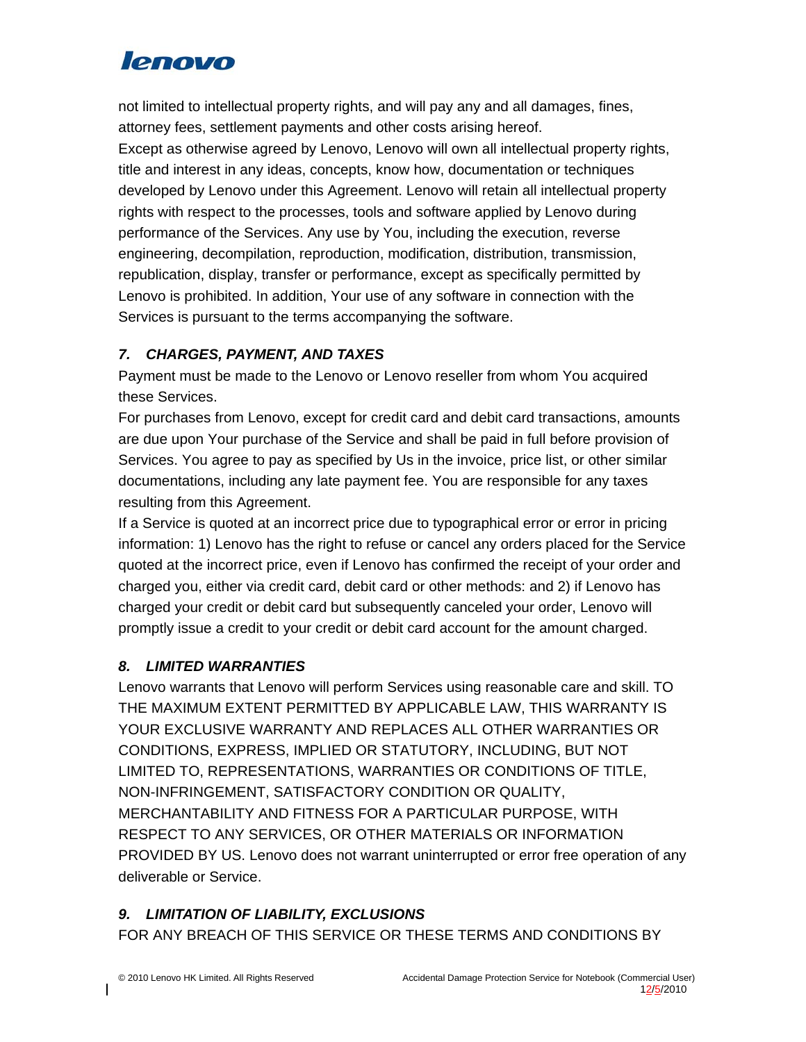not limited to intellectual property rights, and will pay any and all damages, fines, attorney fees, settlement payments and other costs arising hereof.

Except as otherwise agreed by Lenovo, Lenovo will own all intellectual property rights, title and interest in any ideas, concepts, know how, documentation or techniques developed by Lenovo under this Agreement. Lenovo will retain all intellectual property rights with respect to the processes, tools and software applied by Lenovo during performance of the Services. Any use by You, including the execution, reverse engineering, decompilation, reproduction, modification, distribution, transmission, republication, display, transfer or performance, except as specifically permitted by Lenovo is prohibited. In addition, Your use of any software in connection with the Services is pursuant to the terms accompanying the software.

### *7. CHARGES, PAYMENT, AND TAXES*

Payment must be made to the Lenovo or Lenovo reseller from whom You acquired these Services.

For purchases from Lenovo, except for credit card and debit card transactions, amounts are due upon Your purchase of the Service and shall be paid in full before provision of Services. You agree to pay as specified by Us in the invoice, price list, or other similar documentations, including any late payment fee. You are responsible for any taxes resulting from this Agreement.

If a Service is quoted at an incorrect price due to typographical error or error in pricing information: 1) Lenovo has the right to refuse or cancel any orders placed for the Service quoted at the incorrect price, even if Lenovo has confirmed the receipt of your order and charged you, either via credit card, debit card or other methods: and 2) if Lenovo has charged your credit or debit card but subsequently canceled your order, Lenovo will promptly issue a credit to your credit or debit card account for the amount charged.

### *8. LIMITED WARRANTIES*

Lenovo warrants that Lenovo will perform Services using reasonable care and skill. TO THE MAXIMUM EXTENT PERMITTED BY APPLICABLE LAW, THIS WARRANTY IS YOUR EXCLUSIVE WARRANTY AND REPLACES ALL OTHER WARRANTIES OR CONDITIONS, EXPRESS, IMPLIED OR STATUTORY, INCLUDING, BUT NOT LIMITED TO, REPRESENTATIONS, WARRANTIES OR CONDITIONS OF TITLE, NON-INFRINGEMENT, SATISFACTORY CONDITION OR QUALITY, MERCHANTABILITY AND FITNESS FOR A PARTICULAR PURPOSE, WITH RESPECT TO ANY SERVICES, OR OTHER MATERIALS OR INFORMATION PROVIDED BY US. Lenovo does not warrant uninterrupted or error free operation of any deliverable or Service.

### *9. LIMITATION OF LIABILITY, EXCLUSIONS*

FOR ANY BREACH OF THIS SERVICE OR THESE TERMS AND CONDITIONS BY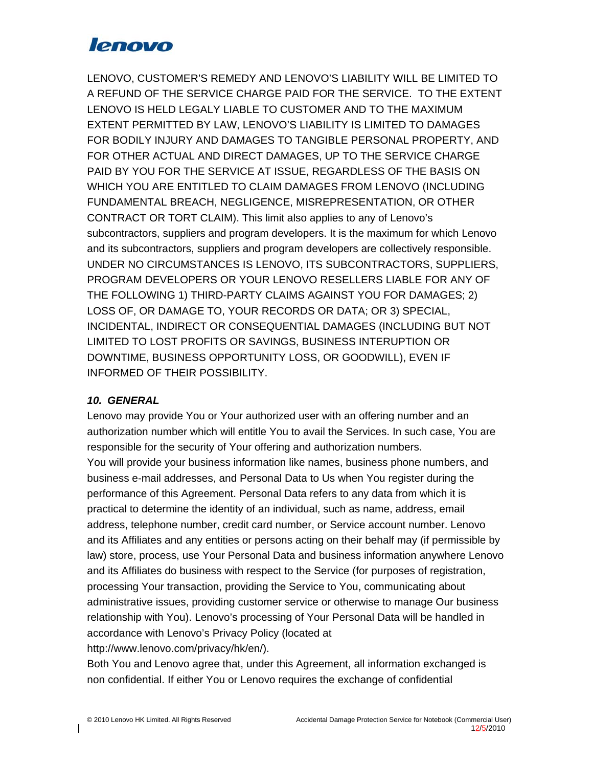LENOVO, CUSTOMER'S REMEDY AND LENOVO'S LIABILITY WILL BE LIMITED TO A REFUND OF THE SERVICE CHARGE PAID FOR THE SERVICE. TO THE EXTENT LENOVO IS HELD LEGALY LIABLE TO CUSTOMER AND TO THE MAXIMUM EXTENT PERMITTED BY LAW, LENOVO'S LIABILITY IS LIMITED TO DAMAGES FOR BODILY INJURY AND DAMAGES TO TANGIBLE PERSONAL PROPERTY, AND FOR OTHER ACTUAL AND DIRECT DAMAGES, UP TO THE SERVICE CHARGE PAID BY YOU FOR THE SERVICE AT ISSUE, REGARDLESS OF THE BASIS ON WHICH YOU ARE ENTITLED TO CLAIM DAMAGES FROM LENOVO (INCLUDING FUNDAMENTAL BREACH, NEGLIGENCE, MISREPRESENTATION, OR OTHER CONTRACT OR TORT CLAIM). This limit also applies to any of Lenovo's subcontractors, suppliers and program developers. It is the maximum for which Lenovo and its subcontractors, suppliers and program developers are collectively responsible. UNDER NO CIRCUMSTANCES IS LENOVO, ITS SUBCONTRACTORS, SUPPLIERS, PROGRAM DEVELOPERS OR YOUR LENOVO RESELLERS LIABLE FOR ANY OF THE FOLLOWING 1) THIRD-PARTY CLAIMS AGAINST YOU FOR DAMAGES; 2) LOSS OF, OR DAMAGE TO, YOUR RECORDS OR DATA; OR 3) SPECIAL, INCIDENTAL, INDIRECT OR CONSEQUENTIAL DAMAGES (INCLUDING BUT NOT LIMITED TO LOST PROFITS OR SAVINGS, BUSINESS INTERUPTION OR DOWNTIME, BUSINESS OPPORTUNITY LOSS, OR GOODWILL), EVEN IF INFORMED OF THEIR POSSIBILITY.

### *10. GENERAL*

Lenovo may provide You or Your authorized user with an offering number and an authorization number which will entitle You to avail the Services. In such case, You are responsible for the security of Your offering and authorization numbers.

You will provide your business information like names, business phone numbers, and business e-mail addresses, and Personal Data to Us when You register during the performance of this Agreement. Personal Data refers to any data from which it is practical to determine the identity of an individual, such as name, address, email address, telephone number, credit card number, or Service account number. Lenovo and its Affiliates and any entities or persons acting on their behalf may (if permissible by law) store, process, use Your Personal Data and business information anywhere Lenovo and its Affiliates do business with respect to the Service (for purposes of registration, processing Your transaction, providing the Service to You, communicating about administrative issues, providing customer service or otherwise to manage Our business relationship with You). Lenovo's processing of Your Personal Data will be handled in accordance with Lenovo's Privacy Policy (located at http://www.lenovo.com/privacy/hk/en/).

Both You and Lenovo agree that, under this Agreement, all information exchanged is non confidential. If either You or Lenovo requires the exchange of confidential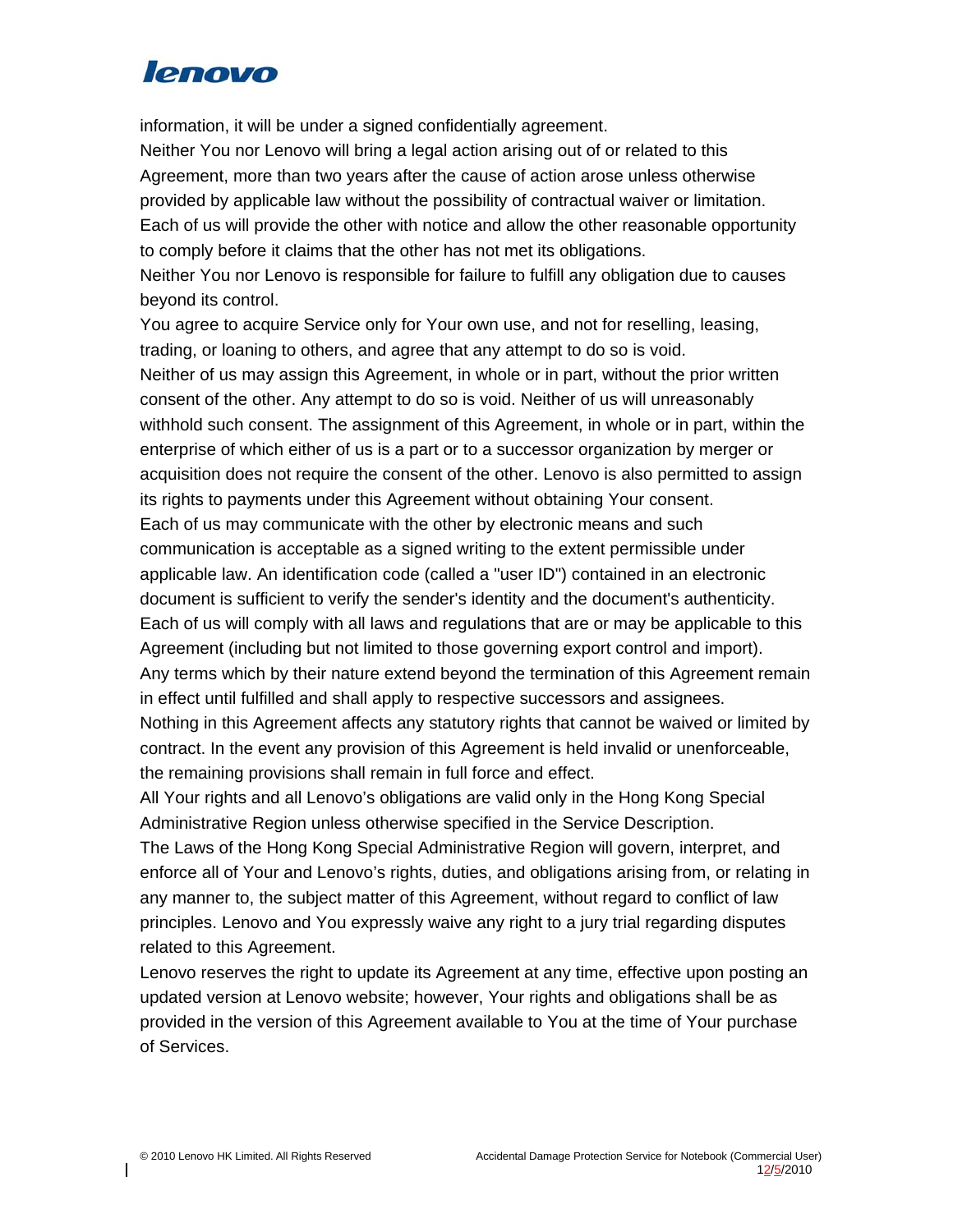information, it will be under a signed confidentially agreement.

Neither You nor Lenovo will bring a legal action arising out of or related to this Agreement, more than two years after the cause of action arose unless otherwise provided by applicable law without the possibility of contractual waiver or limitation.

Each of us will provide the other with notice and allow the other reasonable opportunity to comply before it claims that the other has not met its obligations.

Neither You nor Lenovo is responsible for failure to fulfill any obligation due to causes beyond its control.

You agree to acquire Service only for Your own use, and not for reselling, leasing, trading, or loaning to others, and agree that any attempt to do so is void.

Neither of us may assign this Agreement, in whole or in part, without the prior written consent of the other. Any attempt to do so is void. Neither of us will unreasonably withhold such consent. The assignment of this Agreement, in whole or in part, within the enterprise of which either of us is a part or to a successor organization by merger or acquisition does not require the consent of the other. Lenovo is also permitted to assign its rights to payments under this Agreement without obtaining Your consent.

Each of us may communicate with the other by electronic means and such communication is acceptable as a signed writing to the extent permissible under applicable law. An identification code (called a "user ID") contained in an electronic document is sufficient to verify the sender's identity and the document's authenticity.

Each of us will comply with all laws and regulations that are or may be applicable to this Agreement (including but not limited to those governing export control and import).

Any terms which by their nature extend beyond the termination of this Agreement remain in effect until fulfilled and shall apply to respective successors and assignees.

Nothing in this Agreement affects any statutory rights that cannot be waived or limited by contract. In the event any provision of this Agreement is held invalid or unenforceable, the remaining provisions shall remain in full force and effect.

All Your rights and all Lenovo's obligations are valid only in the Hong Kong Special Administrative Region unless otherwise specified in the Service Description.

The Laws of the Hong Kong Special Administrative Region will govern, interpret, and enforce all of Your and Lenovo's rights, duties, and obligations arising from, or relating in any manner to, the subject matter of this Agreement, without regard to conflict of law principles. Lenovo and You expressly waive any right to a jury trial regarding disputes related to this Agreement.

Lenovo reserves the right to update its Agreement at any time, effective upon posting an updated version at Lenovo website; however, Your rights and obligations shall be as provided in the version of this Agreement available to You at the time of Your purchase of Services.